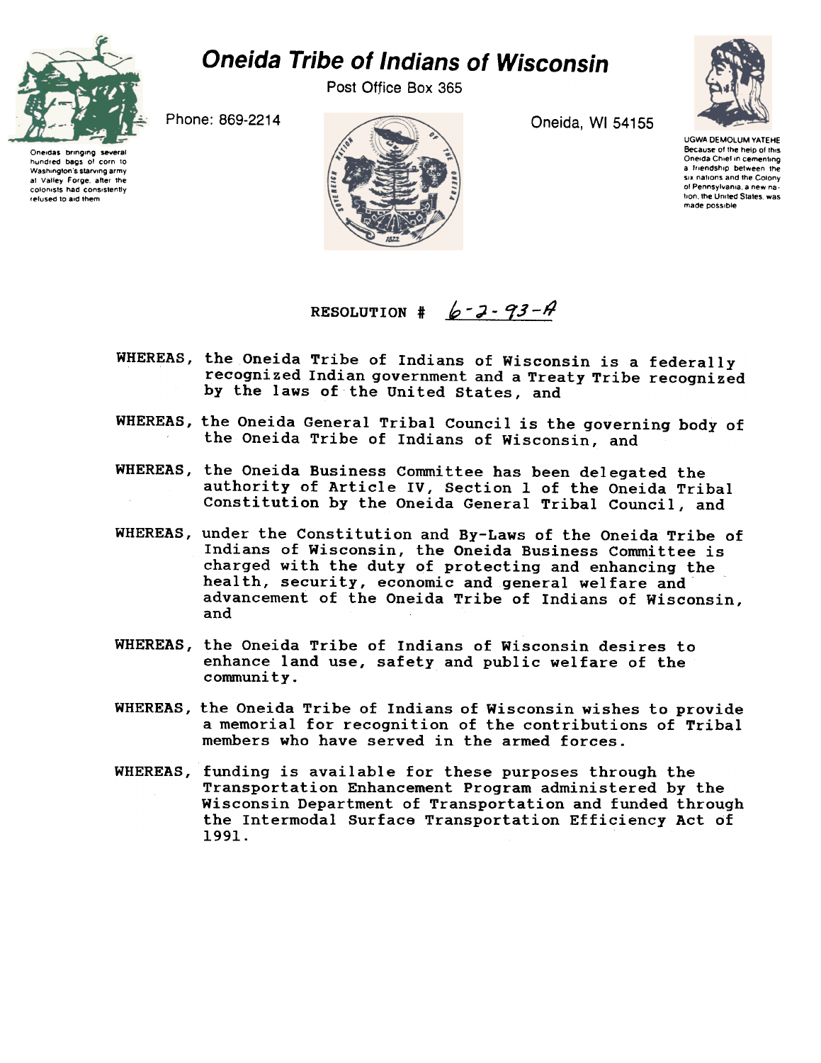# Oneida Tribe of Indians of Wisconsin

Post Office Box 365

Phone: 869-2214

Oneida, WI 54155

Oneidas bringing several hundred bags of corn to Washington's starving army at Valley Forge, after the colonists had consistently refused to aid them

UGWA DEMOLUM YATEHE
Because of the help of this Oneida Chief in cementing a friendship between the six nations and the Colony of Pennsylvania, a new nation, the United States, was made possible

RESOLUTION # 6-2-93-A

WHEREAS, the Oneida Tribe of Indians of Wisconsin is a federally recognized Indian government and a Treaty Tribe recognized by the laws of the United States, and

WHEREAS, the Oneida General Tribal Council is the governing body of the Oneida Tribe of Indians of Wisconsin, and

WHEREAS, the Oneida Business Committee has been delegated the authority of Article IV, Section 1 of the Oneida Tribal Constitution by the Oneida General Tribal Council, and

WHEREAS, under the Constitution and By-Laws of the Oneida Tribe of Indians of Wisconsin, the Oneida Business Committee is charged with the duty of protecting and enhancing the health, security, economic and general welfare and advancement of the Oneida Tribe of Indians of Wisconsin, and

WHEREAS, the Oneida Tribe of Indians of Wisconsin desires to enhance land use, safety and public welfare of the community.

WHEREAS, the Oneida Tribe of Indians of Wisconsin wishes to provide a memorial for recognition of the contributions of Tribal members who have served in the armed forces.

WHEREAS, funding is available for these purposes through the Transportation Enhancement Program administered by the Wisconsin Department of Transportation and funded through the Intermodal Surface Transportation Efficiency Act of 1991.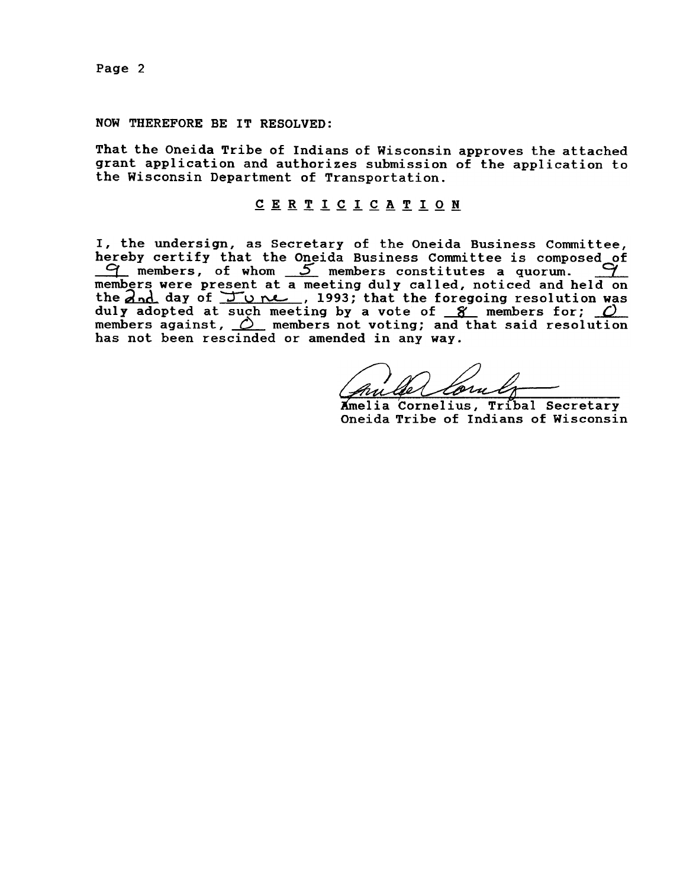NOW THEREFORE BE IT RESOLVED:

That the Oneida Tribe of Indians of Wisconsin approves the attached grant application and authorizes submission of the application to the Wisconsin Department of Transportation.

## C E R T I C I C A T I O N

I, the undersign, as Secretary of the Oneida Business Committee, hereby certify that the Oneida Business Committee is composed of 9 members, of whom 5 members constitutes a quorum. 9 members were present at a meeting duly called, noticed and held on the 2nd day of June, 1993; that the foregoing resolution was duly adopted at such meeting by a vote of 8 members for; 0 members against, 0 members not voting; and that said resolution has not been rescinded or amended in any way.

Amelia Cornelius, Tribal Secretary
Oneida Tribe of Indians of Wisconsin